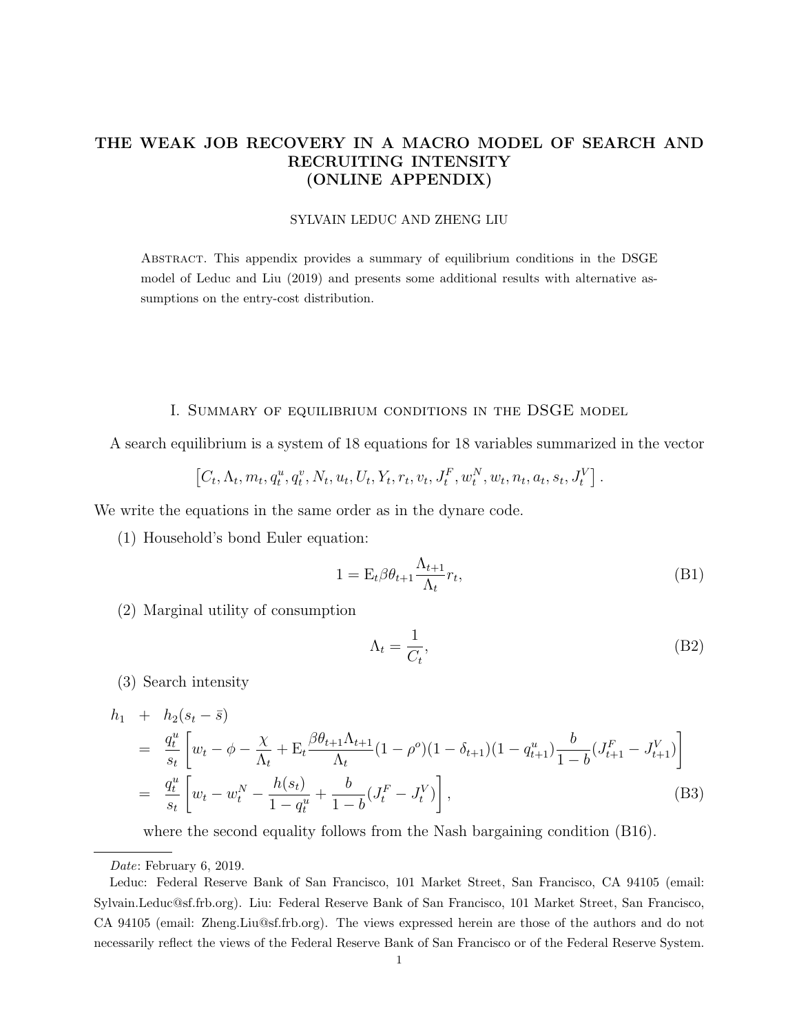# THE WEAK JOB RECOVERY IN A MACRO MODEL OF SEARCH AND RECRUITING INTENSITY (ONLINE APPENDIX)

SYLVAIN LEDUC AND ZHENG LIU

Abstract. This appendix provides a summary of equilibrium conditions in the DSGE model of Leduc and Liu (2019) and presents some additional results with alternative assumptions on the entry-cost distribution.

## I. Summary of equilibrium conditions in the DSGE model

A search equilibrium is a system of 18 equations for 18 variables summarized in the vector

$$\left[C_t, \Lambda_t, m_t, q_t^u, q_t^v, N_t, u_t, U_t, Y_t, r_t, v_t, J_t^F, w_t^N, w_t, n_t, a_t, s_t, J_t^V\right].$$

We write the equations in the same order as in the dynare code.

(1) Household's bond Euler equation:

$$1 = \mathrm{E}_t \beta \theta_{t+1} \frac{\Lambda_{t+1}}{\Lambda_t} r_t, \tag{B1}$$

(2) Marginal utility of consumption

$$\Lambda_t = \frac{1}{C_t}, \tag{B2}$$

(3) Search intensity

$$\begin{aligned}
h_1 \quad &+ \quad h_2(s_t - \bar{s}) \\
&= \frac{q_t^u}{s_t}\left[w_t - \phi - \frac{\chi}{\Lambda_t} + \mathrm{E}_t \frac{\beta \theta_{t+1} \Lambda_{t+1}}{\Lambda_t}(1-\rho^o)(1-\delta_{t+1})(1-q_{t+1}^u)\frac{b}{1-b}(J_{t+1}^F - J_{t+1}^V)\right] \\
&= \frac{q_t^u}{s_t}\left[w_t - w_t^N - \frac{h(s_t)}{1-q_t^u} + \frac{b}{1-b}(J_t^F - J_t^V)\right],
\end{aligned} \tag{B3}$$

where the second equality follows from the Nash bargaining condition (B16).

---

*Date*: February 6, 2019.

Leduc: Federal Reserve Bank of San Francisco, 101 Market Street, San Francisco, CA 94105 (email: Sylvain.Leduc@sf.frb.org). Liu: Federal Reserve Bank of San Francisco, 101 Market Street, San Francisco, CA 94105 (email: Zheng.Liu@sf.frb.org). The views expressed herein are those of the authors and do not necessarily reflect the views of the Federal Reserve Bank of San Francisco or of the Federal Reserve System.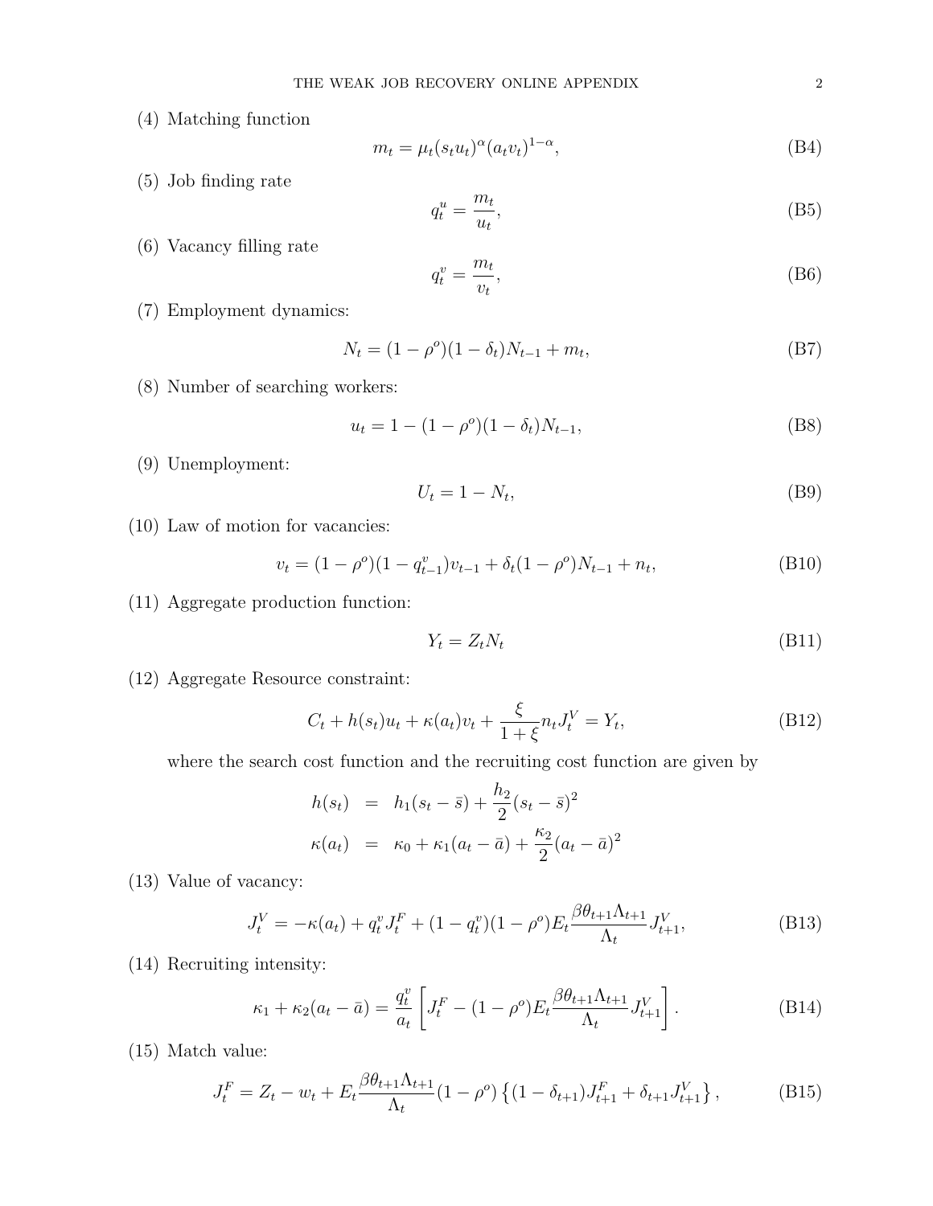(4) Matching function

$$m_t = \mu_t (s_t u_t)^{\alpha} (a_t v_t)^{1-\alpha}, \tag{B4}$$

(5) Job finding rate

$$q_t^u = \frac{m_t}{u_t}, \tag{B5}$$

(6) Vacancy filling rate

$$q_t^v = \frac{m_t}{v_t}, \tag{B6}$$

(7) Employment dynamics:

$$N_t = (1 - \rho^o)(1 - \delta_t) N_{t-1} + m_t, \tag{B7}$$

(8) Number of searching workers:

$$u_t = 1 - (1 - \rho^o)(1 - \delta_t) N_{t-1}, \tag{B8}$$

(9) Unemployment:

$$U_t = 1 - N_t, \tag{B9}$$

(10) Law of motion for vacancies:

$$v_t = (1 - \rho^o)(1 - q_{t-1}^v) v_{t-1} + \delta_t (1 - \rho^o) N_{t-1} + n_t, \tag{B10}$$

(11) Aggregate production function:

$$Y_t = Z_t N_t \tag{B11}$$

(12) Aggregate Resource constraint:

$$C_t + h(s_t) u_t + \kappa(a_t) v_t + \frac{\xi}{1+\xi} n_t J_t^V = Y_t, \tag{B12}$$

where the search cost function and the recruiting cost function are given by

$$\begin{aligned} h(s_t) &= h_1 (s_t - \bar{s}) + \frac{h_2}{2} (s_t - \bar{s})^2 \\ \kappa(a_t) &= \kappa_0 + \kappa_1 (a_t - \bar{a}) + \frac{\kappa_2}{2} (a_t - \bar{a})^2 \end{aligned}$$

(13) Value of vacancy:

$$J_t^V = -\kappa(a_t) + q_t^v J_t^F + (1 - q_t^v)(1 - \rho^o) E_t \frac{\beta \theta_{t+1} \Lambda_{t+1}}{\Lambda_t} J_{t+1}^V, \tag{B13}$$

(14) Recruiting intensity:

$$\kappa_1 + \kappa_2 (a_t - \bar{a}) = \frac{q_t^v}{a_t} \left[ J_t^F - (1 - \rho^o) E_t \frac{\beta \theta_{t+1} \Lambda_{t+1}}{\Lambda_t} J_{t+1}^V \right]. \tag{B14}$$

(15) Match value:

$$J_t^F = Z_t - w_t + E_t \frac{\beta \theta_{t+1} \Lambda_{t+1}}{\Lambda_t} (1 - \rho^o) \left\{ (1 - \delta_{t+1}) J_{t+1}^F + \delta_{t+1} J_{t+1}^V \right\}, \tag{B15}$$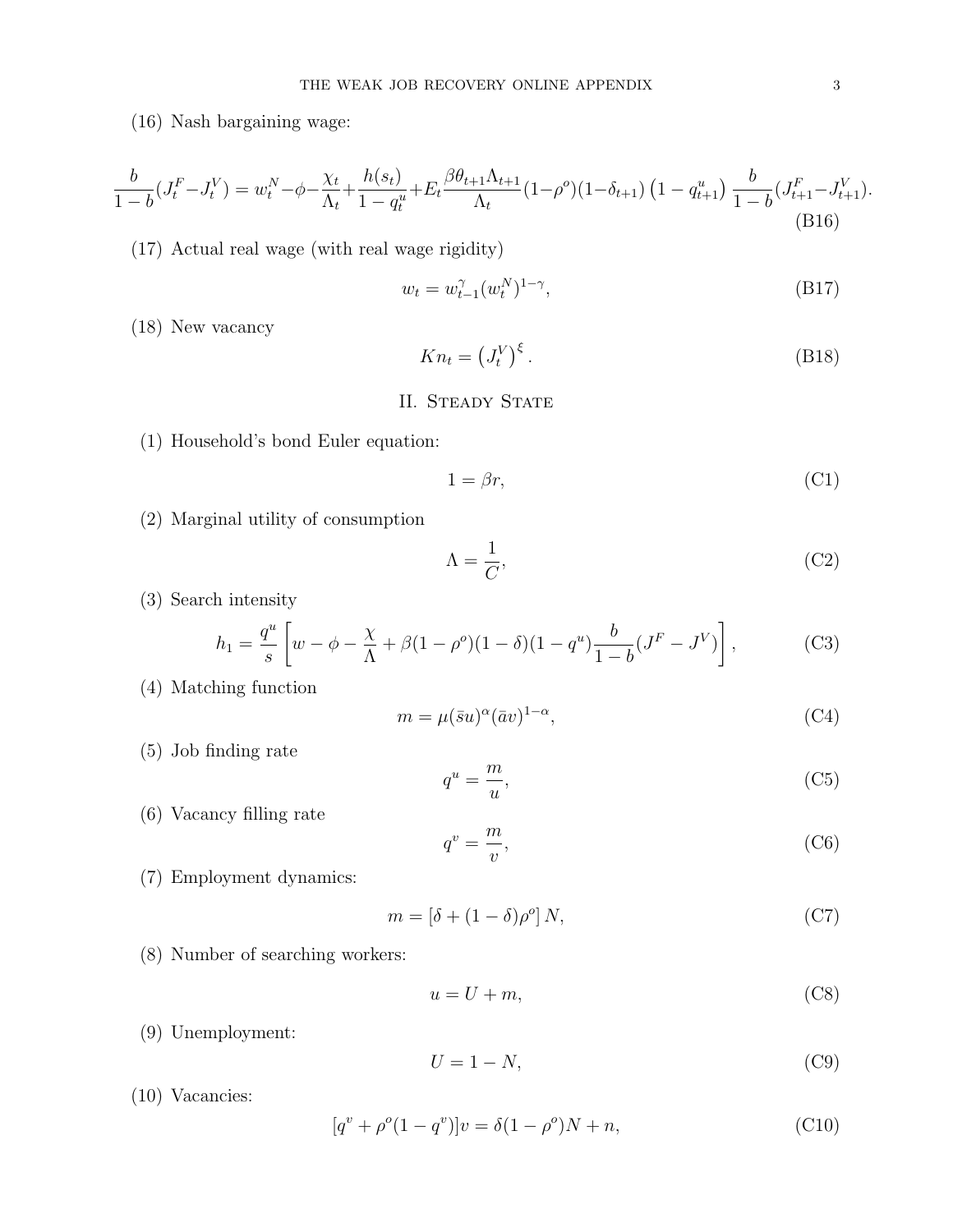(16) Nash bargaining wage:

$$\frac{b}{1-b}(J_t^F - J_t^V) = w_t^N - \phi - \frac{\chi_t}{\Lambda_t} + \frac{h(s_t)}{1-q_t^u} + E_t \frac{\beta \theta_{t+1} \Lambda_{t+1}}{\Lambda_t}(1-\rho^o)(1-\delta_{t+1})\left(1-q_{t+1}^u\right)\frac{b}{1-b}(J_{t+1}^F - J_{t+1}^V). \tag{B16}$$

(17) Actual real wage (with real wage rigidity)

$$w_t = w_{t-1}^{\gamma}(w_t^N)^{1-\gamma}, \tag{B17}$$

(18) New vacancy

$$Kn_t = \left(J_t^V\right)^{\xi}. \tag{B18}$$

## II. Steady State

(1) Household's bond Euler equation:

$$1 = \beta r, \tag{C1}$$

(2) Marginal utility of consumption

$$\Lambda = \frac{1}{C}, \tag{C2}$$

(3) Search intensity

$$h_1 = \frac{q^u}{s}\left[w - \phi - \frac{\chi}{\Lambda} + \beta(1-\rho^o)(1-\delta)(1-q^u)\frac{b}{1-b}(J^F - J^V)\right], \tag{C3}$$

(4) Matching function

$$m = \mu(\bar{s}u)^{\alpha}(\bar{a}v)^{1-\alpha}, \tag{C4}$$

(5) Job finding rate

$$q^u = \frac{m}{u}, \tag{C5}$$

(6) Vacancy filling rate

$$q^v = \frac{m}{v}, \tag{C6}$$

(7) Employment dynamics:

$$m = \left[\delta + (1-\delta)\rho^o\right]N, \tag{C7}$$

(8) Number of searching workers:

$$u = U + m, \tag{C8}$$

(9) Unemployment:

$$U = 1 - N, \tag{C9}$$

(10) Vacancies:

$$[q^v + \rho^o(1-q^v)]v = \delta(1-\rho^o)N + n, \tag{C10}$$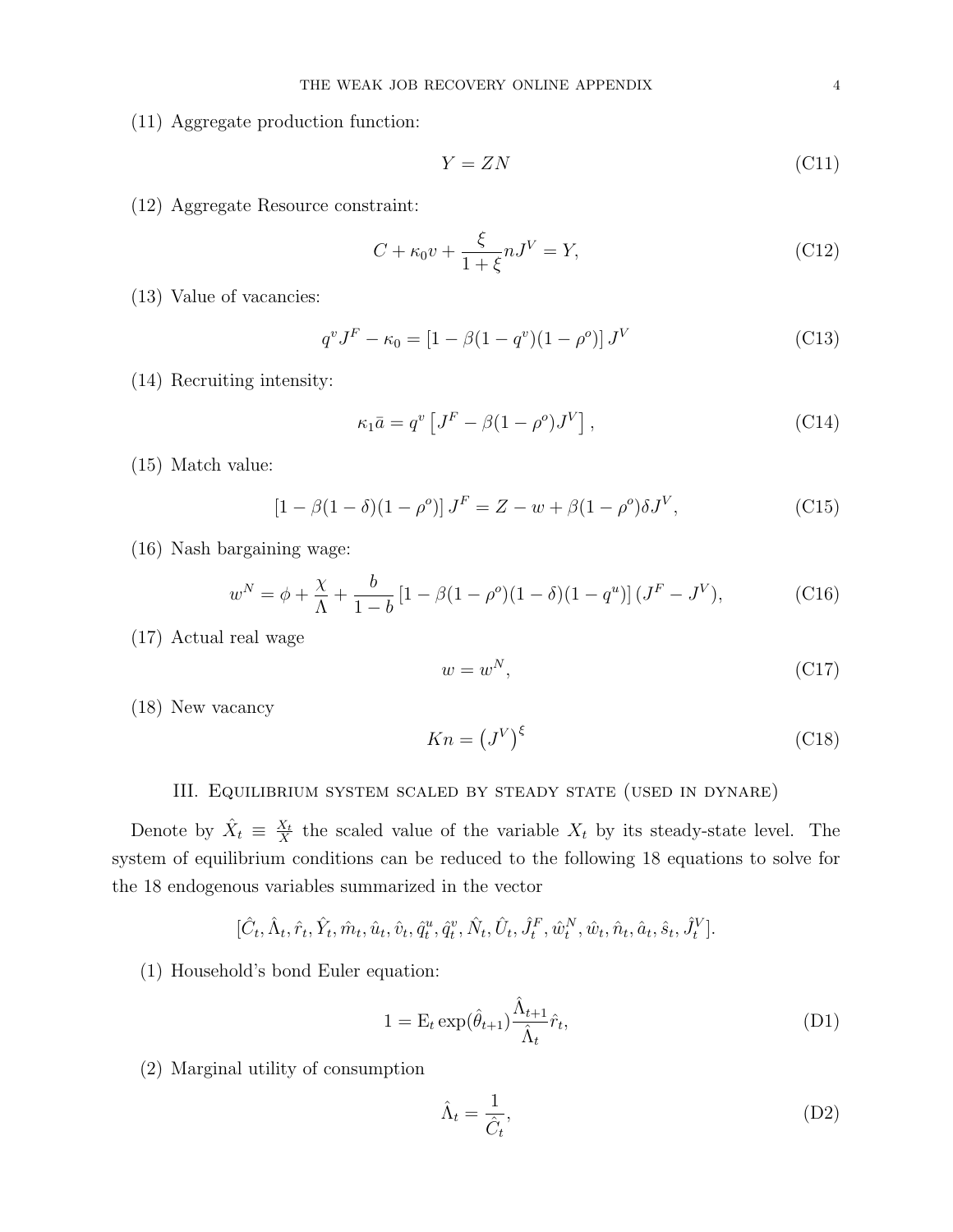(11) Aggregate production function:

$$Y = ZN \tag{C11}$$

(12) Aggregate Resource constraint:

$$C + \kappa_0 v + \frac{\xi}{1+\xi} n J^V = Y, \tag{C12}$$

(13) Value of vacancies:

$$q^v J^F - \kappa_0 = \left[1 - \beta(1-q^v)(1-\rho^o)\right] J^V \tag{C13}$$

(14) Recruiting intensity:

$$\kappa_1 \bar{a} = q^v \left[J^F - \beta(1-\rho^o) J^V\right], \tag{C14}$$

(15) Match value:

$$\left[1 - \beta(1-\delta)(1-\rho^o)\right] J^F = Z - w + \beta(1-\rho^o)\delta J^V, \tag{C15}$$

(16) Nash bargaining wage:

$$w^N = \phi + \frac{\chi}{\Lambda} + \frac{b}{1-b}\left[1 - \beta(1-\rho^o)(1-\delta)(1-q^u)\right](J^F - J^V), \tag{C16}$$

(17) Actual real wage

$$w = w^N, \tag{C17}$$

(18) New vacancy

$$Kn = \left(J^V\right)^\xi \tag{C18}$$

## III. Equilibrium system scaled by steady state (used in dynare)

Denote by $\hat{X}_t \equiv \frac{X_t}{X}$ the scaled value of the variable $X_t$ by its steady-state level. The system of equilibrium conditions can be reduced to the following 18 equations to solve for the 18 endogenous variables summarized in the vector

$$[\hat{C}_t, \hat{\Lambda}_t, \hat{r}_t, \hat{Y}_t, \hat{m}_t, \hat{u}_t, \hat{v}_t, \hat{q}^u_t, \hat{q}^v_t, \hat{N}_t, \hat{U}_t, \hat{J}^F_t, \hat{w}^N_t, \hat{w}_t, \hat{n}_t, \hat{a}_t, \hat{s}_t, \hat{J}^V_t].$$

(1) Household's bond Euler equation:

$$1 = \mathrm{E}_t \exp(\hat{\theta}_{t+1}) \frac{\hat{\Lambda}_{t+1}}{\hat{\Lambda}_t} \hat{r}_t, \tag{D1}$$

(2) Marginal utility of consumption

$$\hat{\Lambda}_t = \frac{1}{\hat{C}_t}, \tag{D2}$$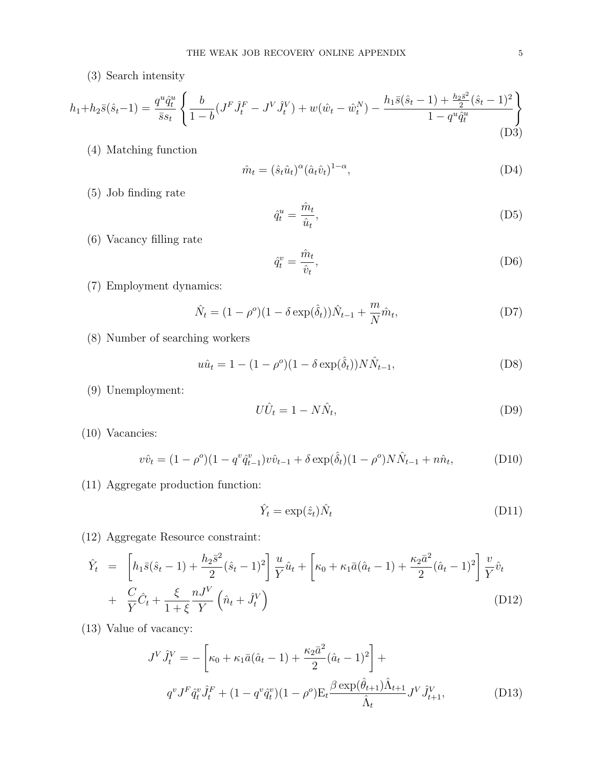(3) Search intensity

$$h_1+h_2\bar{s}(\hat{s}_t-1) = \frac{q^u\hat{q}^u_t}{\bar{s}s_t}\left\{\frac{b}{1-b}(J^F\hat{J}^F_t - J^V\hat{J}^V_t) + w(\hat{w}_t - \hat{w}^N_t) - \frac{h_1\bar{s}(\hat{s}_t-1)+\frac{h_2\bar{s}^2}{2}(\hat{s}_t-1)^2}{1-q^u\hat{q}^u_t}\right\} \tag{D3}$$

(4) Matching function

$$\hat{m}_t = (\hat{s}_t\hat{u}_t)^\alpha(\hat{a}_t\hat{v}_t)^{1-\alpha}, \tag{D4}$$

(5) Job finding rate

$$\hat{q}^u_t = \frac{\hat{m}_t}{\hat{u}_t}, \tag{D5}$$

(6) Vacancy filling rate

$$\hat{q}^v_t = \frac{\hat{m}_t}{\hat{v}_t}, \tag{D6}$$

(7) Employment dynamics:

$$\hat{N}_t = (1-\rho^o)(1-\delta\exp(\hat{\delta}_t))\hat{N}_{t-1} + \frac{m}{N}\hat{m}_t, \tag{D7}$$

(8) Number of searching workers

$$u\hat{u}_t = 1-(1-\rho^o)(1-\delta\exp(\hat{\delta}_t))N\hat{N}_{t-1}, \tag{D8}$$

(9) Unemployment:

$$U\hat{U}_t = 1 - N\hat{N}_t, \tag{D9}$$

(10) Vacancies:

$$v\hat{v}_t = (1-\rho^o)(1-q^v\hat{q}^v_{t-1})v\hat{v}_{t-1} + \delta\exp(\hat{\delta}_t)(1-\rho^o)N\hat{N}_{t-1} + n\hat{n}_t, \tag{D10}$$

(11) Aggregate production function:

$$\hat{Y}_t = \exp(\hat{z}_t)\hat{N}_t \tag{D11}$$

(12) Aggregate Resource constraint:

$$\begin{aligned}\hat{Y}_t &= \left[h_1\bar{s}(\hat{s}_t-1) + \frac{h_2\bar{s}^2}{2}(\hat{s}_t-1)^2\right]\frac{u}{Y}\hat{u}_t + \left[\kappa_0 + \kappa_1\bar{a}(\hat{a}_t-1) + \frac{\kappa_2\bar{a}^2}{2}(\hat{a}_t-1)^2\right]\frac{v}{Y}\hat{v}_t \\ &+ \frac{C}{Y}\hat{C}_t + \frac{\xi}{1+\xi}\frac{nJ^V}{Y}\left(\hat{n}_t + \hat{J}^V_t\right)\end{aligned} \tag{D12}$$

(13) Value of vacancy:

$$\begin{aligned}J^V\hat{J}^V_t &= -\left[\kappa_0 + \kappa_1\bar{a}(\hat{a}_t-1) + \frac{\kappa_2\bar{a}^2}{2}(\hat{a}_t-1)^2\right] + \\ &\quad q^vJ^F\hat{q}^v_t\hat{J}^F_t + (1-q^v\hat{q}^v_t)(1-\rho^o)\mathrm{E}_t\frac{\beta\exp(\hat{\theta}_{t+1})\hat{\Lambda}_{t+1}}{\hat{\Lambda}_t}J^V\hat{J}^V_{t+1},\end{aligned} \tag{D13}$$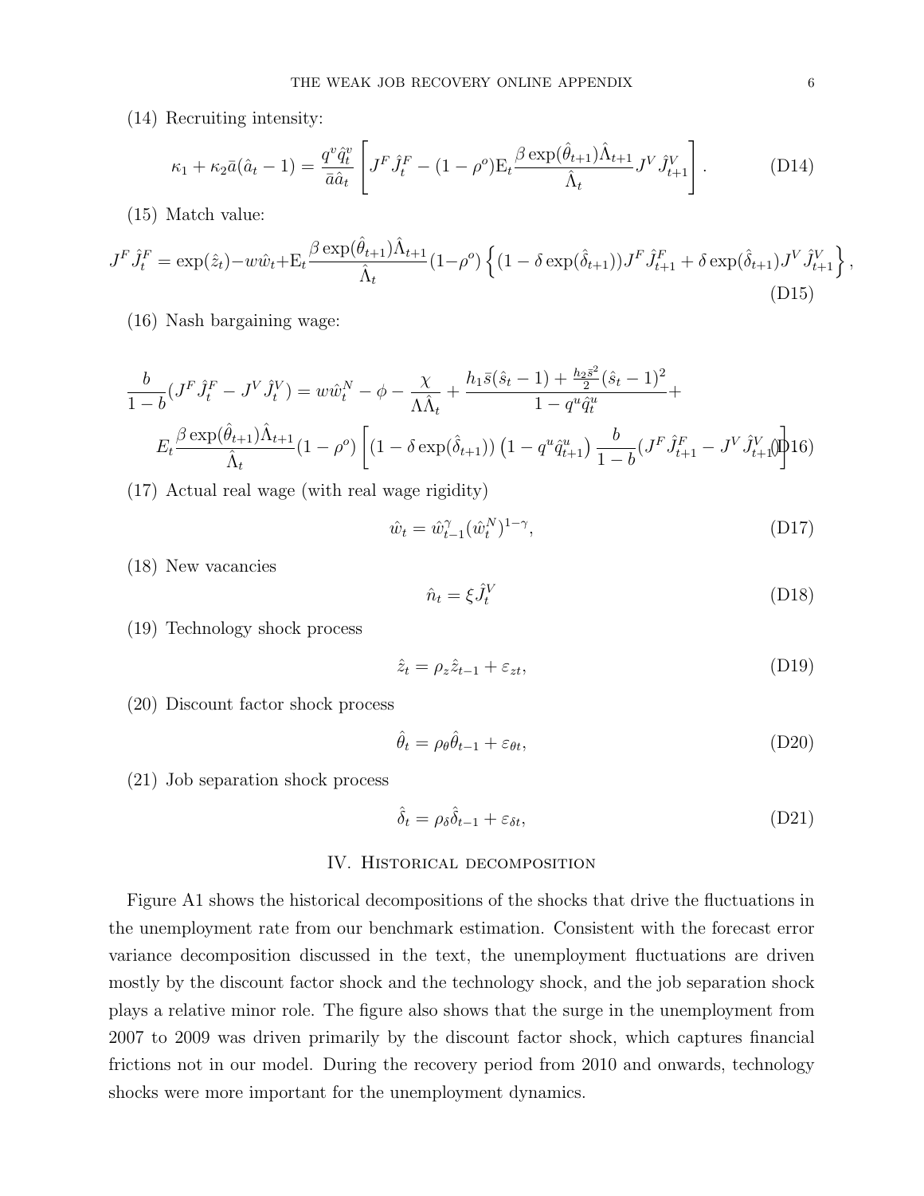(14) Recruiting intensity:

$$\kappa_1 + \kappa_2 \bar{a}(\hat{a}_t - 1) = \frac{q^v \hat{q}_t^v}{\bar{a}\hat{a}_t}\left[J^F \hat{J}_t^F - (1-\rho^o)\mathrm{E}_t \frac{\beta \exp(\hat{\theta}_{t+1})\hat{\Lambda}_{t+1}}{\hat{\Lambda}_t} J^V \hat{J}_{t+1}^V\right]. \tag{D14}$$

(15) Match value:

$$J^F \hat{J}_t^F = \exp(\hat{z}_t) - w\hat{w}_t + \mathrm{E}_t \frac{\beta \exp(\hat{\theta}_{t+1})\hat{\Lambda}_{t+1}}{\hat{\Lambda}_t}(1-\rho^o)\left\{(1-\delta\exp(\hat{\delta}_{t+1}))J^F \hat{J}_{t+1}^F + \delta \exp(\hat{\delta}_{t+1}) J^V \hat{J}_{t+1}^V\right\}, \tag{D15}$$

(16) Nash bargaining wage:

$$\begin{aligned}\frac{b}{1-b}(J^F \hat{J}_t^F - J^V \hat{J}_t^V) = {} & w\hat{w}_t^N - \phi - \frac{\chi}{\Lambda \hat{\Lambda}_t} + \frac{h_1 \bar{s}(\hat{s}_t - 1) + \frac{h_2 \bar{s}^2}{2}(\hat{s}_t - 1)^2}{1 - q^u \hat{q}_t^u} + \\ & E_t \frac{\beta \exp(\hat{\theta}_{t+1})\hat{\Lambda}_{t+1}}{\hat{\Lambda}_t}(1-\rho^o)\left[(1-\delta\exp(\hat{\delta}_{t+1}))\left(1 - q^u \hat{q}_{t+1}^u\right)\frac{b}{1-b}(J^F \hat{J}_{t+1}^F - J^V \hat{J}_{t+1}^V)\right]\end{aligned} \tag{D16}$$

(17) Actual real wage (with real wage rigidity)

$$\hat{w}_t = \hat{w}_{t-1}^{\gamma}(\hat{w}_t^N)^{1-\gamma}, \tag{D17}$$

(18) New vacancies

$$\hat{n}_t = \xi \hat{J}_t^V \tag{D18}$$

(19) Technology shock process

$$\hat{z}_t = \rho_z \hat{z}_{t-1} + \varepsilon_{zt}, \tag{D19}$$

(20) Discount factor shock process

$$\hat{\theta}_t = \rho_\theta \hat{\theta}_{t-1} + \varepsilon_{\theta t}, \tag{D20}$$

(21) Job separation shock process

$$\hat{\delta}_t = \rho_\delta \hat{\delta}_{t-1} + \varepsilon_{\delta t}, \tag{D21}$$

## IV. Historical decomposition

Figure A1 shows the historical decompositions of the shocks that drive the fluctuations in the unemployment rate from our benchmark estimation. Consistent with the forecast error variance decomposition discussed in the text, the unemployment fluctuations are driven mostly by the discount factor shock and the technology shock, and the job separation shock plays a relative minor role. The figure also shows that the surge in the unemployment from 2007 to 2009 was driven primarily by the discount factor shock, which captures financial frictions not in our model. During the recovery period from 2010 and onwards, technology shocks were more important for the unemployment dynamics.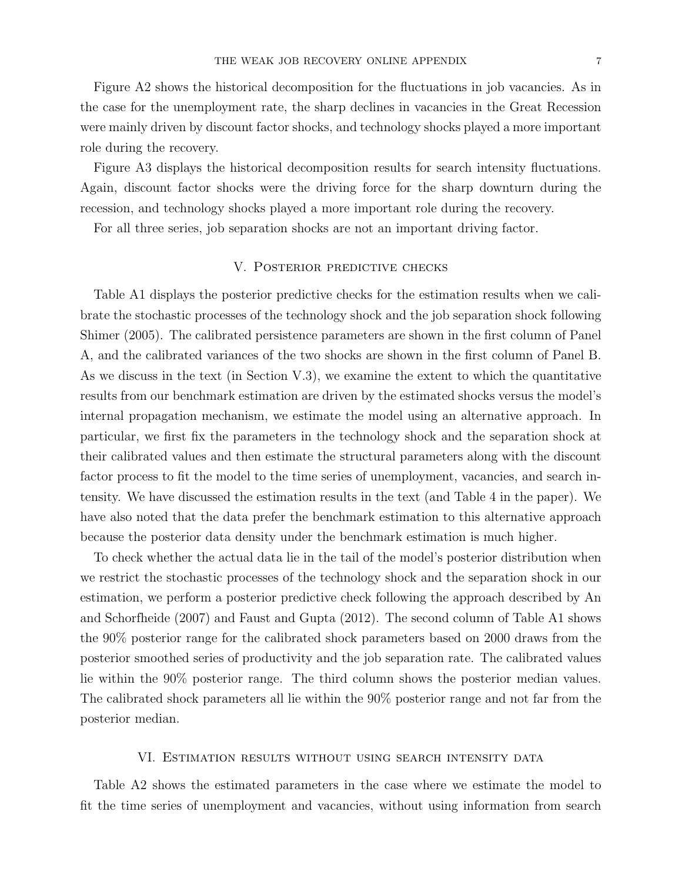Figure A2 shows the historical decomposition for the fluctuations in job vacancies. As in the case for the unemployment rate, the sharp declines in vacancies in the Great Recession were mainly driven by discount factor shocks, and technology shocks played a more important role during the recovery.

Figure A3 displays the historical decomposition results for search intensity fluctuations. Again, discount factor shocks were the driving force for the sharp downturn during the recession, and technology shocks played a more important role during the recovery.

For all three series, job separation shocks are not an important driving factor.

## V. Posterior predictive checks

Table A1 displays the posterior predictive checks for the estimation results when we calibrate the stochastic processes of the technology shock and the job separation shock following Shimer (2005). The calibrated persistence parameters are shown in the first column of Panel A, and the calibrated variances of the two shocks are shown in the first column of Panel B. As we discuss in the text (in Section V.3), we examine the extent to which the quantitative results from our benchmark estimation are driven by the estimated shocks versus the model's internal propagation mechanism, we estimate the model using an alternative approach. In particular, we first fix the parameters in the technology shock and the separation shock at their calibrated values and then estimate the structural parameters along with the discount factor process to fit the model to the time series of unemployment, vacancies, and search intensity. We have discussed the estimation results in the text (and Table 4 in the paper). We have also noted that the data prefer the benchmark estimation to this alternative approach because the posterior data density under the benchmark estimation is much higher.

To check whether the actual data lie in the tail of the model's posterior distribution when we restrict the stochastic processes of the technology shock and the separation shock in our estimation, we perform a posterior predictive check following the approach described by An and Schorfheide (2007) and Faust and Gupta (2012). The second column of Table A1 shows the 90% posterior range for the calibrated shock parameters based on 2000 draws from the posterior smoothed series of productivity and the job separation rate. The calibrated values lie within the 90% posterior range. The third column shows the posterior median values. The calibrated shock parameters all lie within the 90% posterior range and not far from the posterior median.

## VI. Estimation results without using search intensity data

Table A2 shows the estimated parameters in the case where we estimate the model to fit the time series of unemployment and vacancies, without using information from search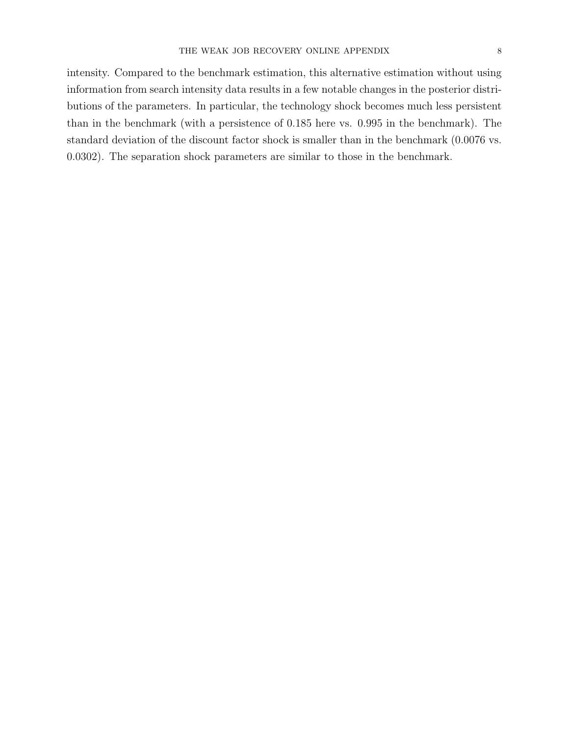intensity. Compared to the benchmark estimation, this alternative estimation without using information from search intensity data results in a few notable changes in the posterior distributions of the parameters. In particular, the technology shock becomes much less persistent than in the benchmark (with a persistence of 0.185 here vs. 0.995 in the benchmark). The standard deviation of the discount factor shock is smaller than in the benchmark (0.0076 vs. 0.0302). The separation shock parameters are similar to those in the benchmark.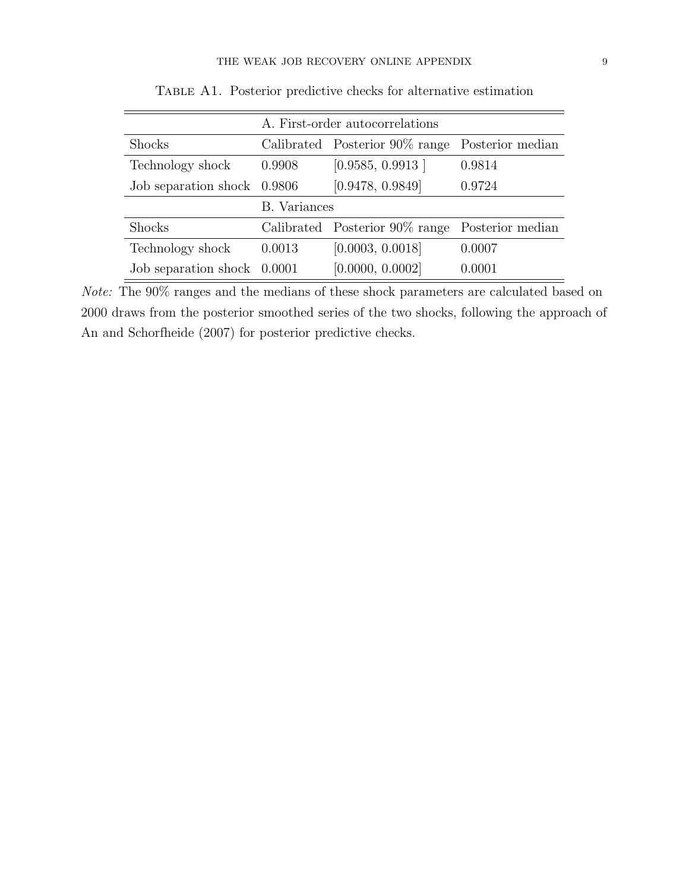Table A1. Posterior predictive checks for alternative estimation

| A. First-order autocorrelations | | | |
|---|---|---|---|
| Shocks | Calibrated | Posterior 90% range | Posterior median |
| Technology shock | 0.9908 | [0.9585, 0.9913 ] | 0.9814 |
| Job separation shock | 0.9806 | [0.9478, 0.9849] | 0.9724 |
| **B. Variances** | | | |
| Shocks | Calibrated | Posterior 90% range | Posterior median |
| Technology shock | 0.0013 | [0.0003, 0.0018] | 0.0007 |
| Job separation shock | 0.0001 | [0.0000, 0.0002] | 0.0001 |

*Note:* The 90% ranges and the medians of these shock parameters are calculated based on 2000 draws from the posterior smoothed series of the two shocks, following the approach of An and Schorfheide (2007) for posterior predictive checks.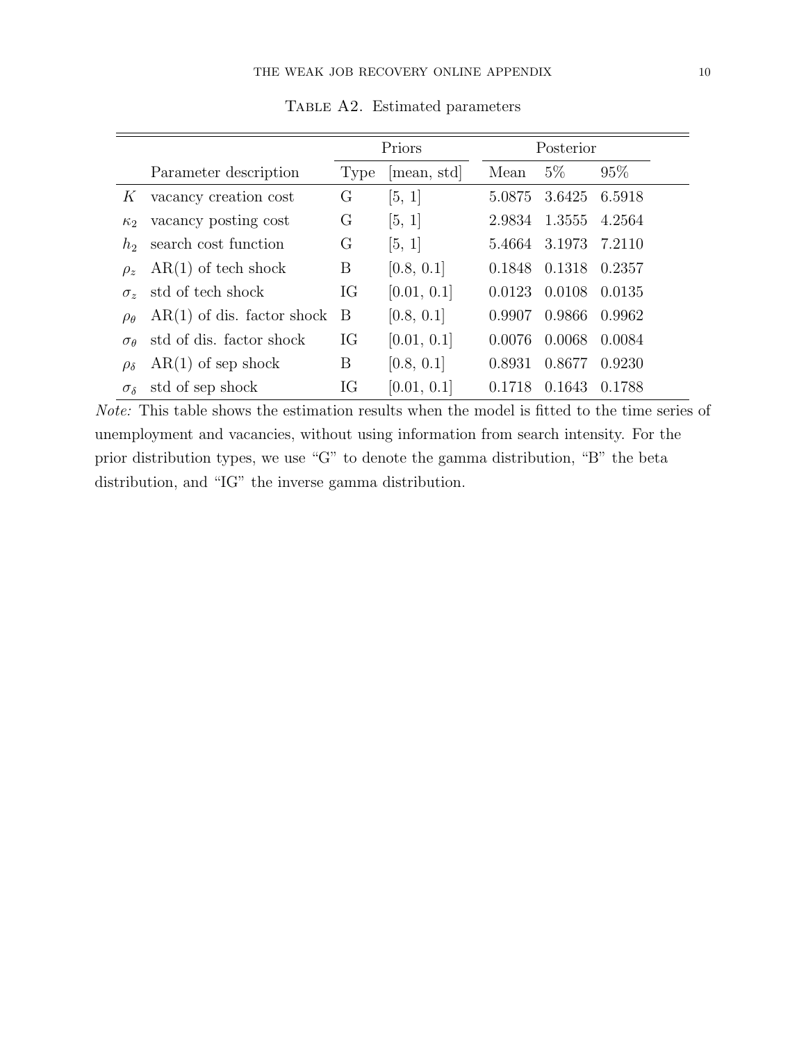Table A2. Estimated parameters

| | Parameter description | Priors | | Posterior | | |
|---|---|---|---|---|---|---|
| | | Type | [mean, std] | Mean | 5% | 95% |
| $K$ | vacancy creation cost | G | [5, 1] | 5.0875 | 3.6425 | 6.5918 |
| $\kappa_2$ | vacancy posting cost | G | [5, 1] | 2.9834 | 1.3555 | 4.2564 |
| $h_2$ | search cost function | G | [5, 1] | 5.4664 | 3.1973 | 7.2110 |
| $\rho_z$ | AR(1) of tech shock | B | [0.8, 0.1] | 0.1848 | 0.1318 | 0.2357 |
| $\sigma_z$ | std of tech shock | IG | [0.01, 0.1] | 0.0123 | 0.0108 | 0.0135 |
| $\rho_\theta$ | AR(1) of dis. factor shock | B | [0.8, 0.1] | 0.9907 | 0.9866 | 0.9962 |
| $\sigma_\theta$ | std of dis. factor shock | IG | [0.01, 0.1] | 0.0076 | 0.0068 | 0.0084 |
| $\rho_\delta$ | AR(1) of sep shock | B | [0.8, 0.1] | 0.8931 | 0.8677 | 0.9230 |
| $\sigma_\delta$ | std of sep shock | IG | [0.01, 0.1] | 0.1718 | 0.1643 | 0.1788 |

*Note:* This table shows the estimation results when the model is fitted to the time series of unemployment and vacancies, without using information from search intensity. For the prior distribution types, we use "G" to denote the gamma distribution, "B" the beta distribution, and "IG" the inverse gamma distribution.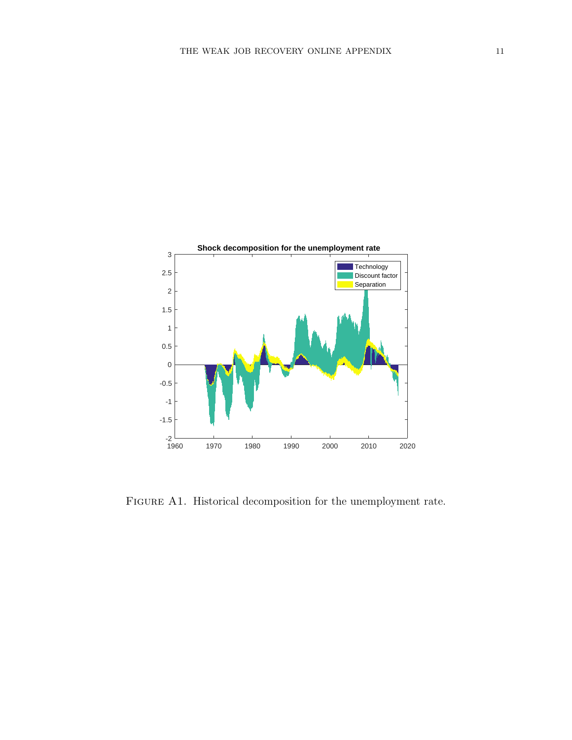Figure A1. Historical decomposition for the unemployment rate.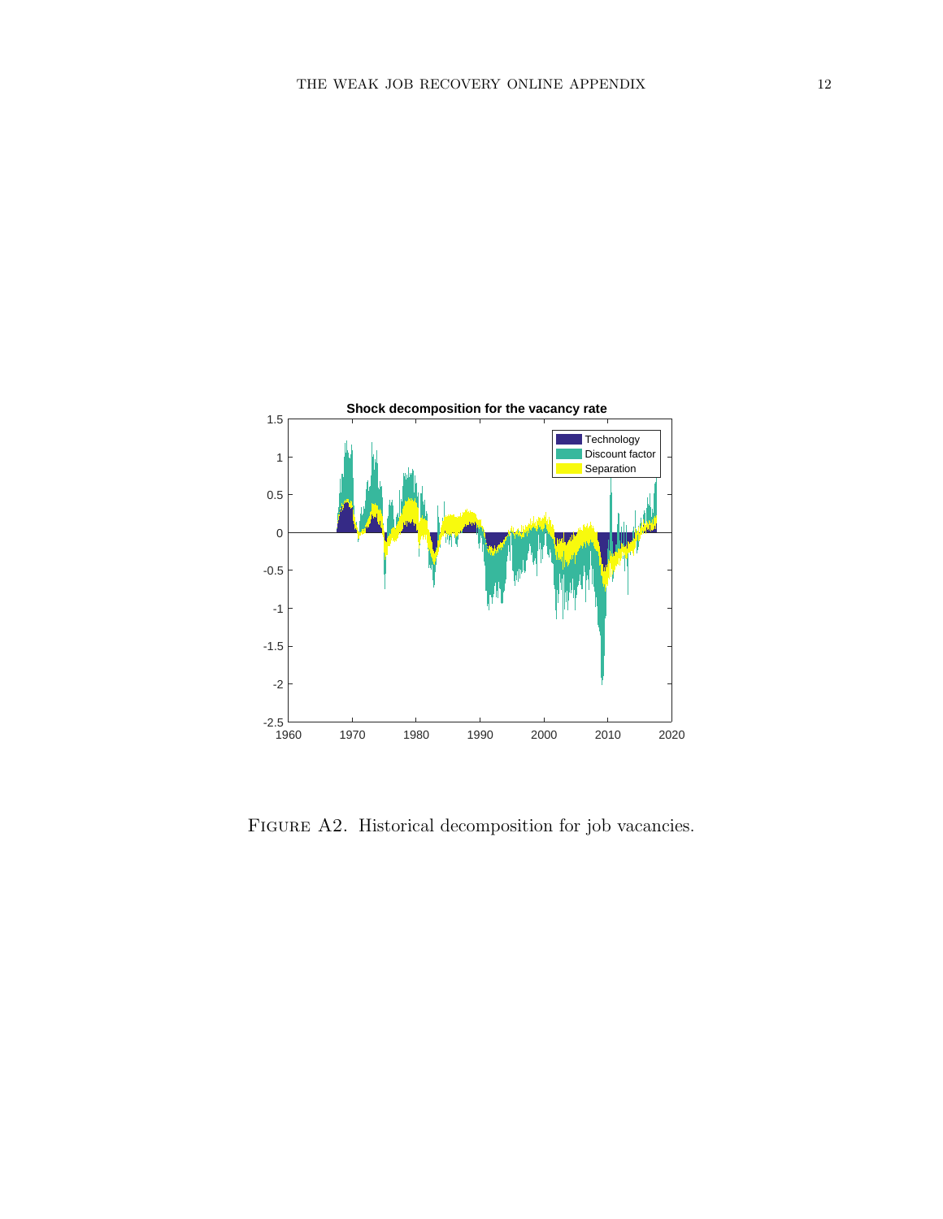FIGURE A2. Historical decomposition for job vacancies.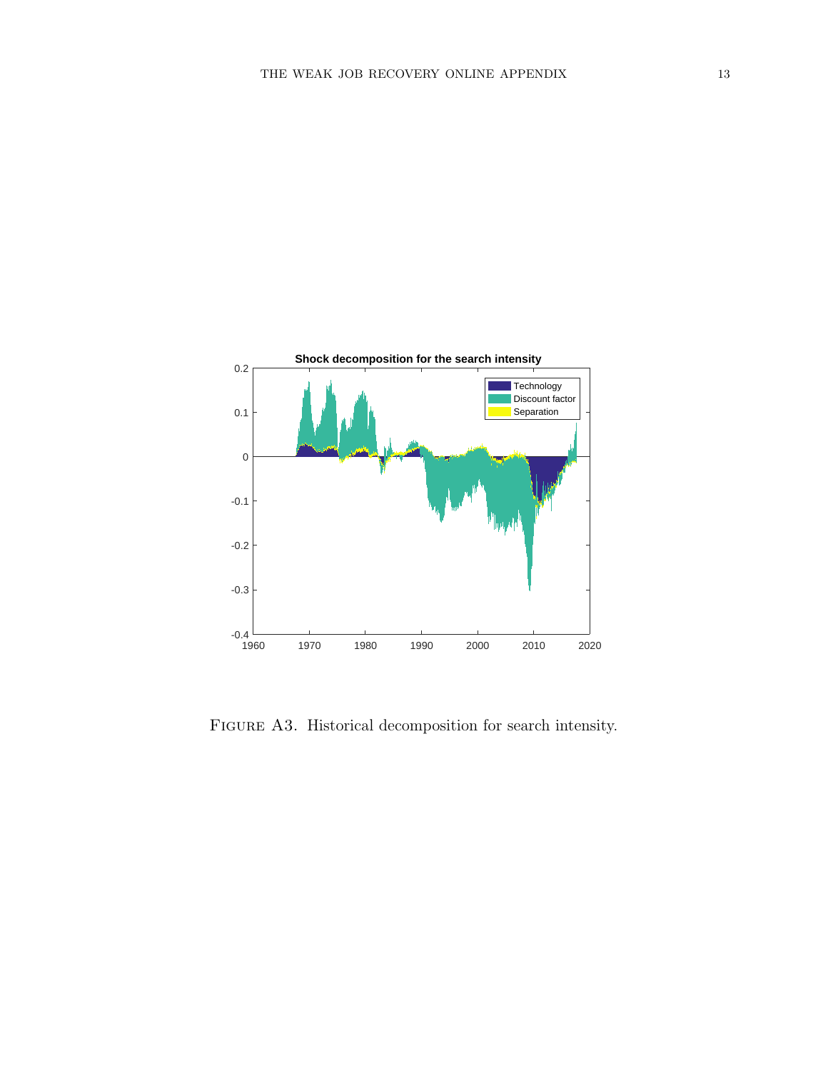Figure A3. Historical decomposition for search intensity.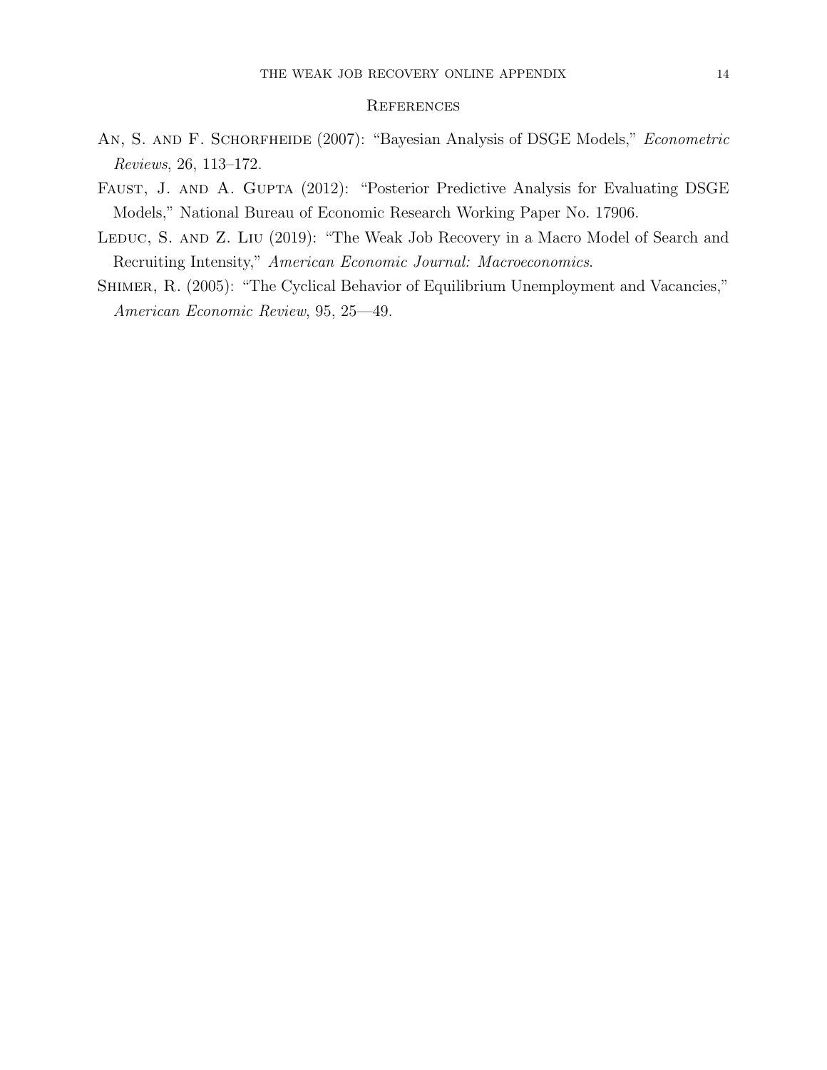## References

An, S. and F. Schorfheide (2007): "Bayesian Analysis of DSGE Models," *Econometric Reviews*, 26, 113–172.

Faust, J. and A. Gupta (2012): "Posterior Predictive Analysis for Evaluating DSGE Models," National Bureau of Economic Research Working Paper No. 17906.

Leduc, S. and Z. Liu (2019): "The Weak Job Recovery in a Macro Model of Search and Recruiting Intensity," *American Economic Journal: Macroeconomics*.

Shimer, R. (2005): "The Cyclical Behavior of Equilibrium Unemployment and Vacancies," *American Economic Review*, 95, 25—49.